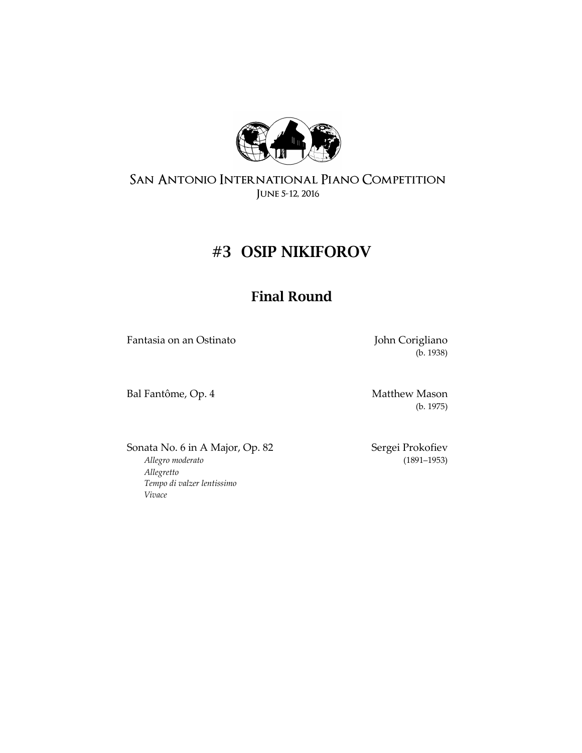San Antonio International Piano Competition
June 5-12, 2016

# #3 OSIP NIKIFOROV

## Final Round

Fantasia on an Ostinato — John Corigliano (b. 1938)

Bal Fantôme, Op. 4 — Matthew Mason (b. 1975)

Sonata No. 6 in A Major, Op. 82 — Sergei Prokofiev (1891–1953)

*Allegro moderato*
*Allegretto*
*Tempo di valzer lentissimo*
*Vivace*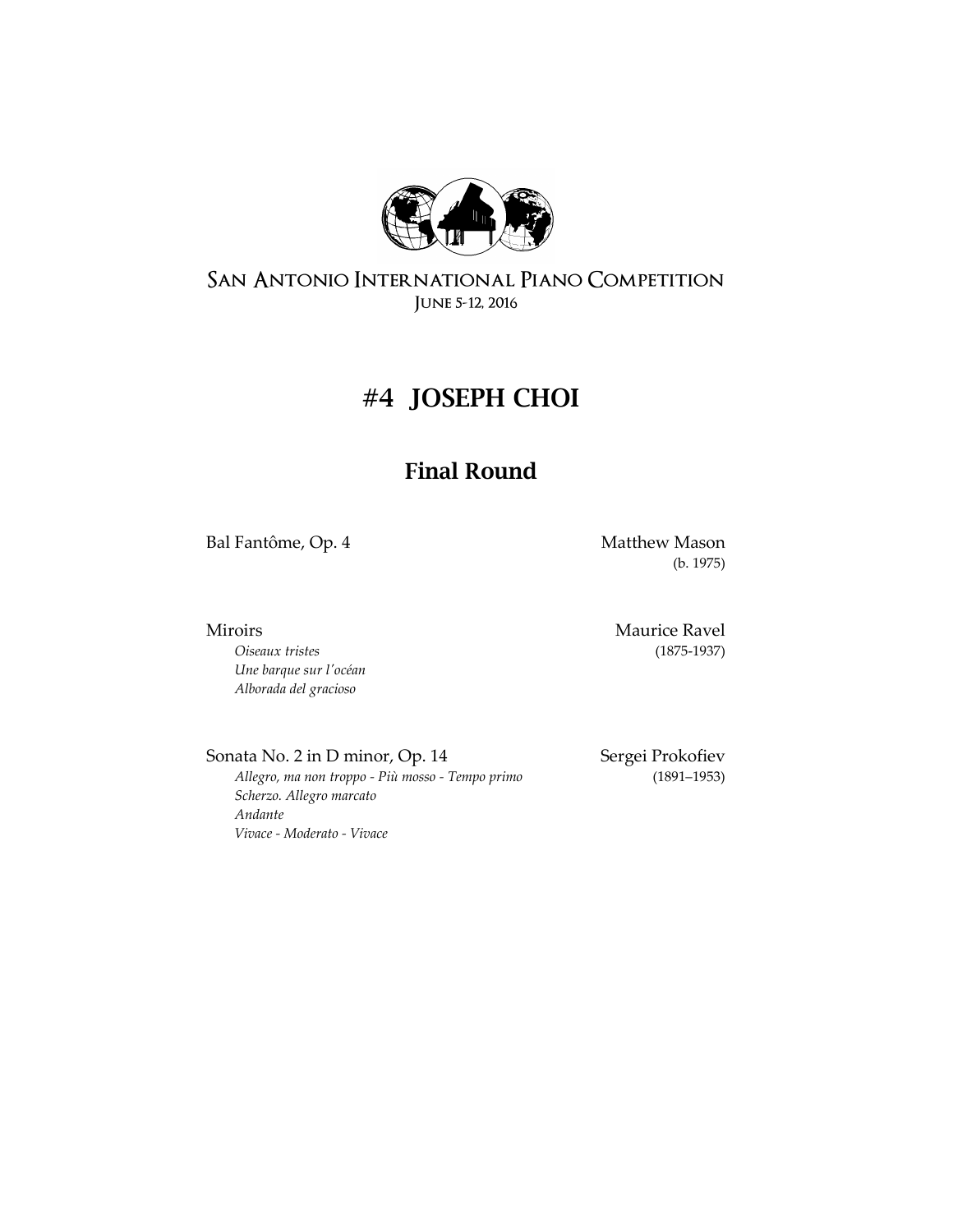San Antonio International Piano Competition

June 5-12, 2016

# #4 JOSEPH CHOI

## Final Round

Bal Fantôme, Op. 4 — Matthew Mason (b. 1975)

Miroirs — Maurice Ravel (1875-1937)

*Oiseaux tristes*
*Une barque sur l'océan*
*Alborada del gracioso*

Sonata No. 2 in D minor, Op. 14 — Sergei Prokofiev (1891–1953)

*Allegro, ma non troppo - Più mosso - Tempo primo*
*Scherzo. Allegro marcato*
*Andante*
*Vivace - Moderato - Vivace*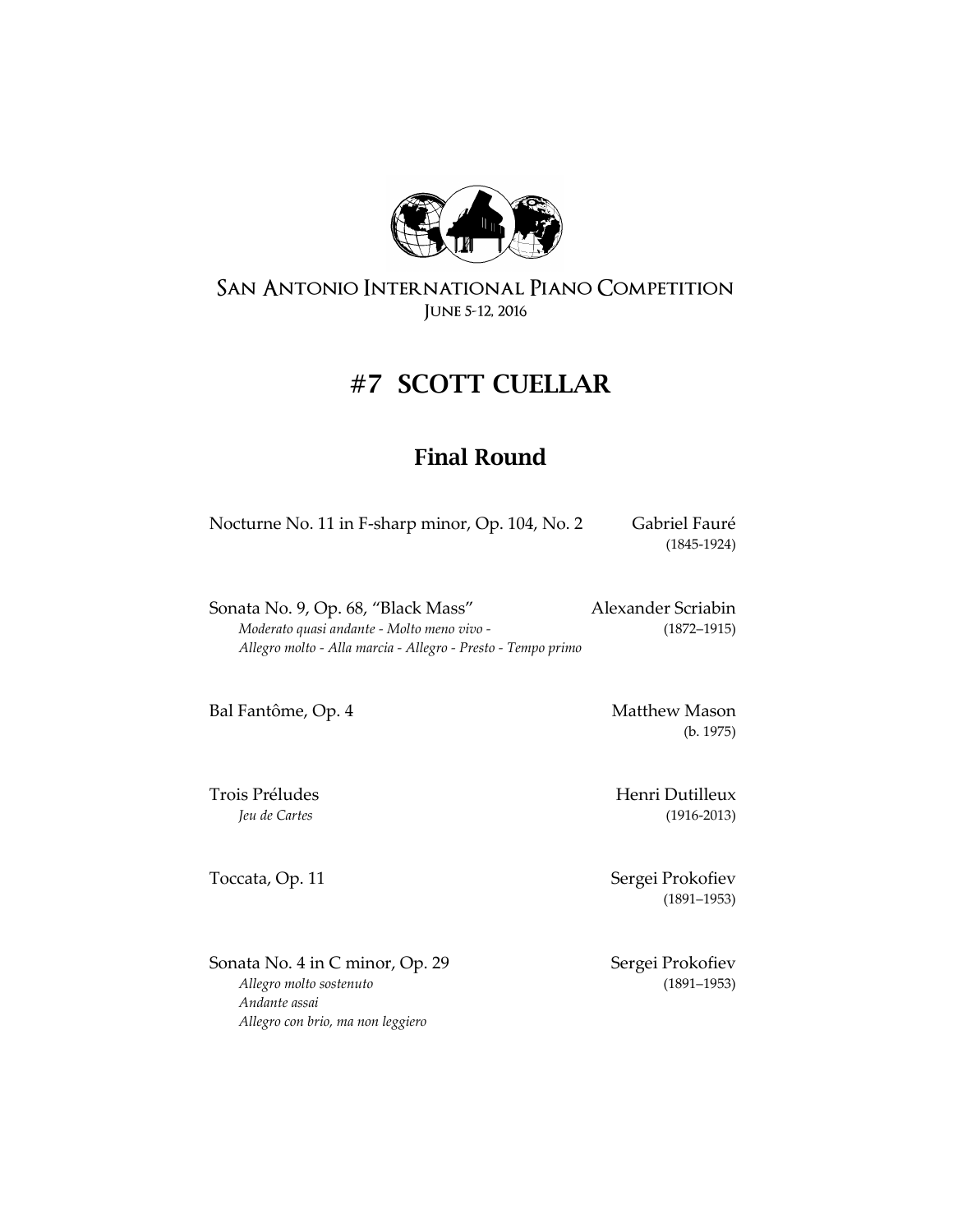San Antonio International Piano Competition
June 5-12, 2016

# #7 SCOTT CUELLAR

## Final Round

Nocturne No. 11 in F-sharp minor, Op. 104, No. 2 — Gabriel Fauré (1845-1924)

Sonata No. 9, Op. 68, "Black Mass" — Alexander Scriabin (1872–1915)
*Moderato quasi andante - Molto meno vivo -*
*Allegro molto - Alla marcia - Allegro - Presto - Tempo primo*

Bal Fantôme, Op. 4 — Matthew Mason (b. 1975)

Trois Préludes — Henri Dutilleux (1916-2013)
*Jeu de Cartes*

Toccata, Op. 11 — Sergei Prokofiev (1891–1953)

Sonata No. 4 in C minor, Op. 29 — Sergei Prokofiev (1891–1953)
*Allegro molto sostenuto*
*Andante assai*
*Allegro con brio, ma non leggiero*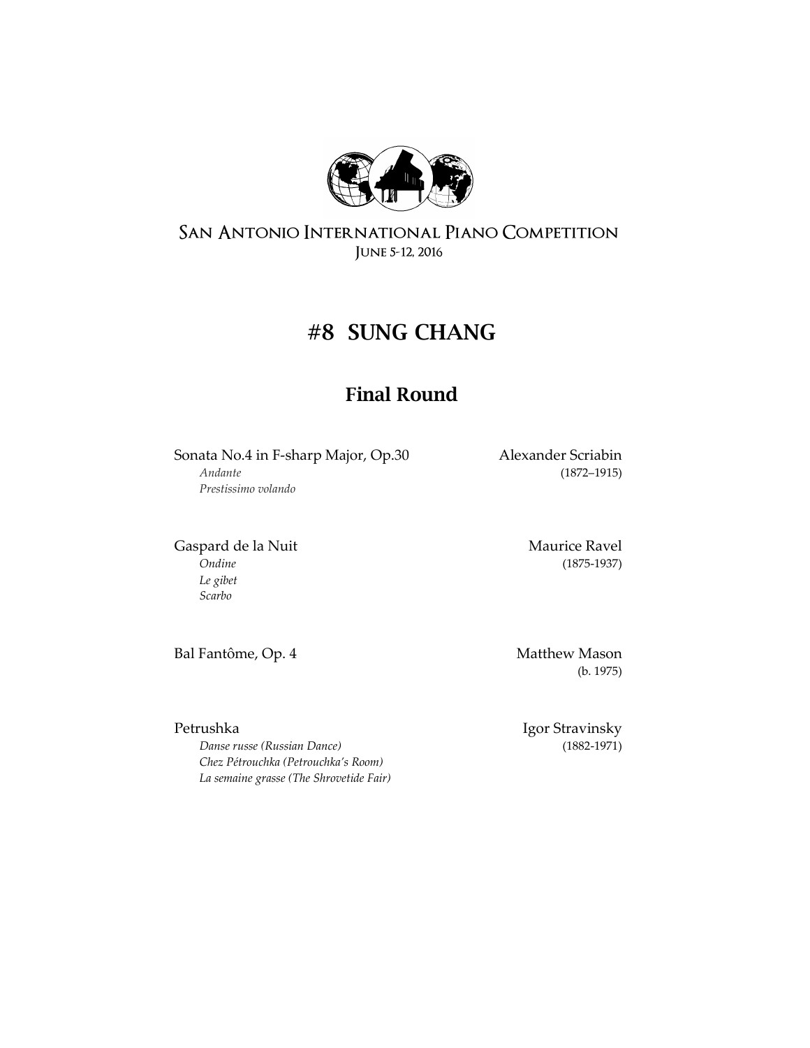San Antonio International Piano Competition
June 5-12, 2016

# #8 SUNG CHANG

## Final Round

Sonata No.4 in F-sharp Major, Op.30 — Alexander Scriabin (1872–1915)
*Andante*
*Prestissimo volando*

Gaspard de la Nuit — Maurice Ravel (1875-1937)
*Ondine*
*Le gibet*
*Scarbo*

Bal Fantôme, Op. 4 — Matthew Mason (b. 1975)

Petrushka — Igor Stravinsky (1882-1971)
*Danse russe (Russian Dance)*
*Chez Pétrouchka (Petrouchka's Room)*
*La semaine grasse (The Shrovetide Fair)*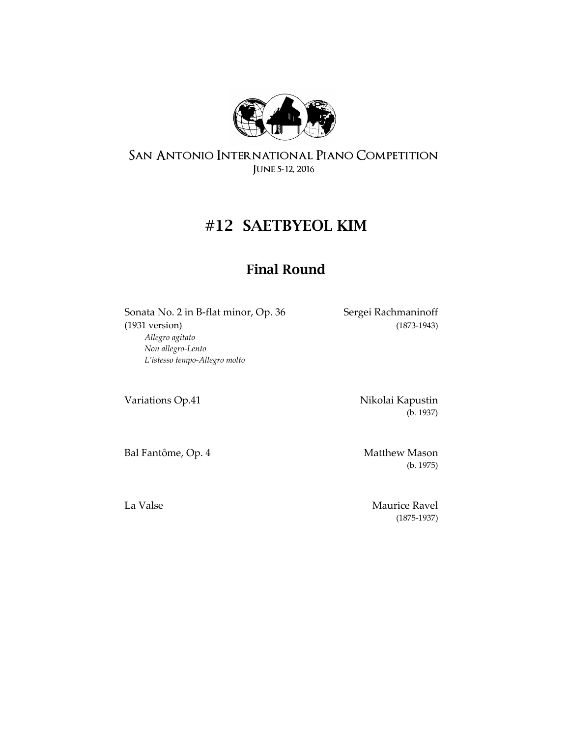San Antonio International Piano Competition

June 5-12, 2016

# #12 SAETBYEOL KIM

## Final Round

Sonata No. 2 in B-flat minor, Op. 36 — Sergei Rachmaninoff
(1931 version) — (1873-1943)

*Allegro agitato*
*Non allegro-Lento*
*L'istesso tempo-Allegro molto*

Variations Op.41 — Nikolai Kapustin
(b. 1937)

Bal Fantôme, Op. 4 — Matthew Mason
(b. 1975)

La Valse — Maurice Ravel
(1875-1937)